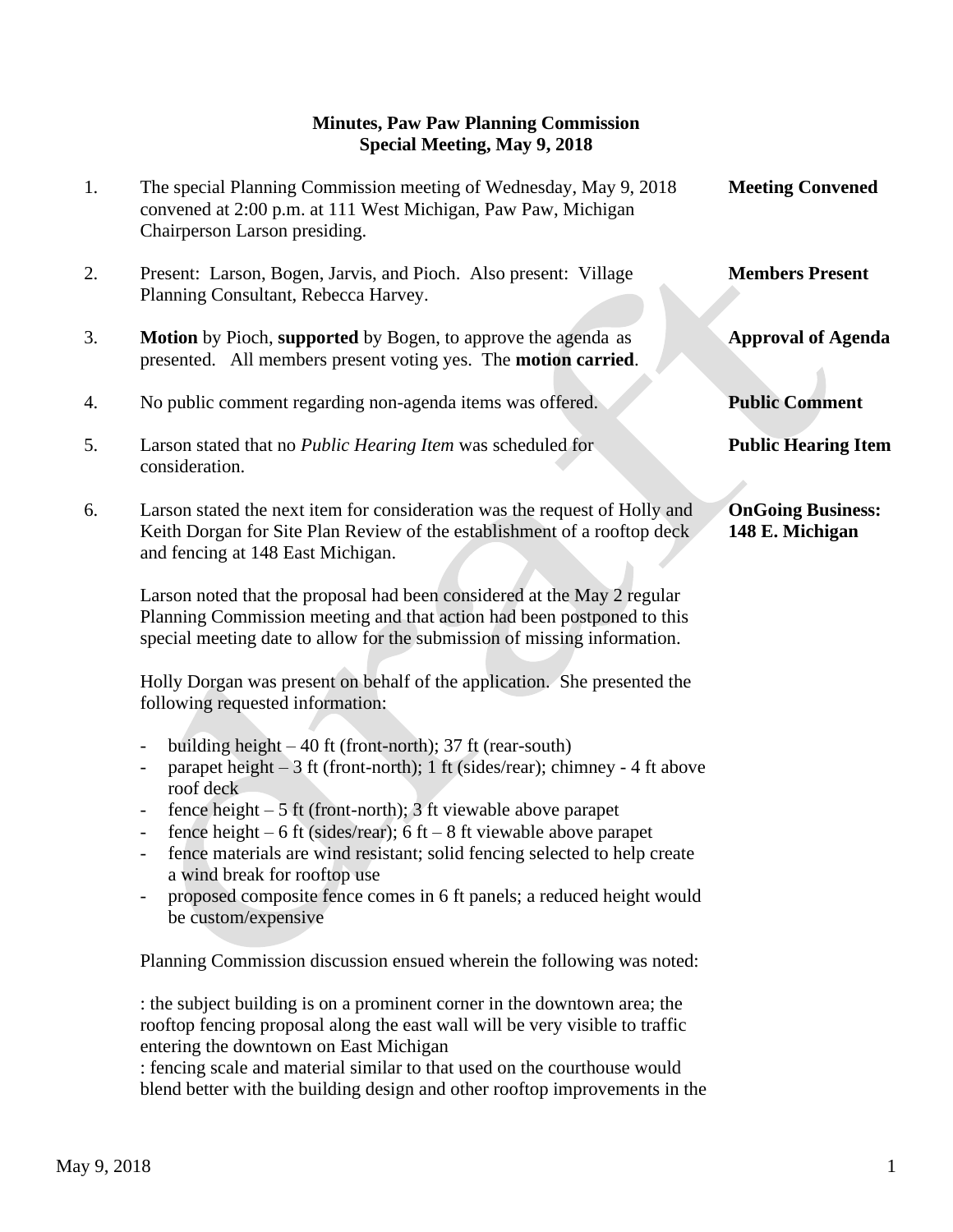**Minutes, Paw Paw Planning Commission**
**Special Meeting, May 9, 2018**

1. The special Planning Commission meeting of Wednesday, May 9, 2018 convened at 2:00 p.m. at 111 West Michigan, Paw Paw, Michigan Chairperson Larson presiding. — **Meeting Convened**

2. Present: Larson, Bogen, Jarvis, and Pioch. Also present: Village Planning Consultant, Rebecca Harvey. — **Members Present**

3. **Motion** by Pioch, **supported** by Bogen, to approve the agenda as presented. All members present voting yes. The **motion carried**. — **Approval of Agenda**

4. No public comment regarding non-agenda items was offered. — **Public Comment**

5. Larson stated that no *Public Hearing Item* was scheduled for consideration. — **Public Hearing Item**

6. Larson stated the next item for consideration was the request of Holly and Keith Dorgan for Site Plan Review of the establishment of a rooftop deck and fencing at 148 East Michigan. — **OnGoing Business: 148 E. Michigan**

   Larson noted that the proposal had been considered at the May 2 regular Planning Commission meeting and that action had been postponed to this special meeting date to allow for the submission of missing information.

   Holly Dorgan was present on behalf of the application. She presented the following requested information:

   - building height – 40 ft (front-north); 37 ft (rear-south)
   - parapet height – 3 ft (front-north); 1 ft (sides/rear); chimney - 4 ft above roof deck
   - fence height – 5 ft (front-north); 3 ft viewable above parapet
   - fence height – 6 ft (sides/rear); 6 ft – 8 ft viewable above parapet
   - fence materials are wind resistant; solid fencing selected to help create a wind break for rooftop use
   - proposed composite fence comes in 6 ft panels; a reduced height would be custom/expensive

   Planning Commission discussion ensued wherein the following was noted:

   : the subject building is on a prominent corner in the downtown area; the rooftop fencing proposal along the east wall will be very visible to traffic entering the downtown on East Michigan
   : fencing scale and material similar to that used on the courthouse would blend better with the building design and other rooftop improvements in the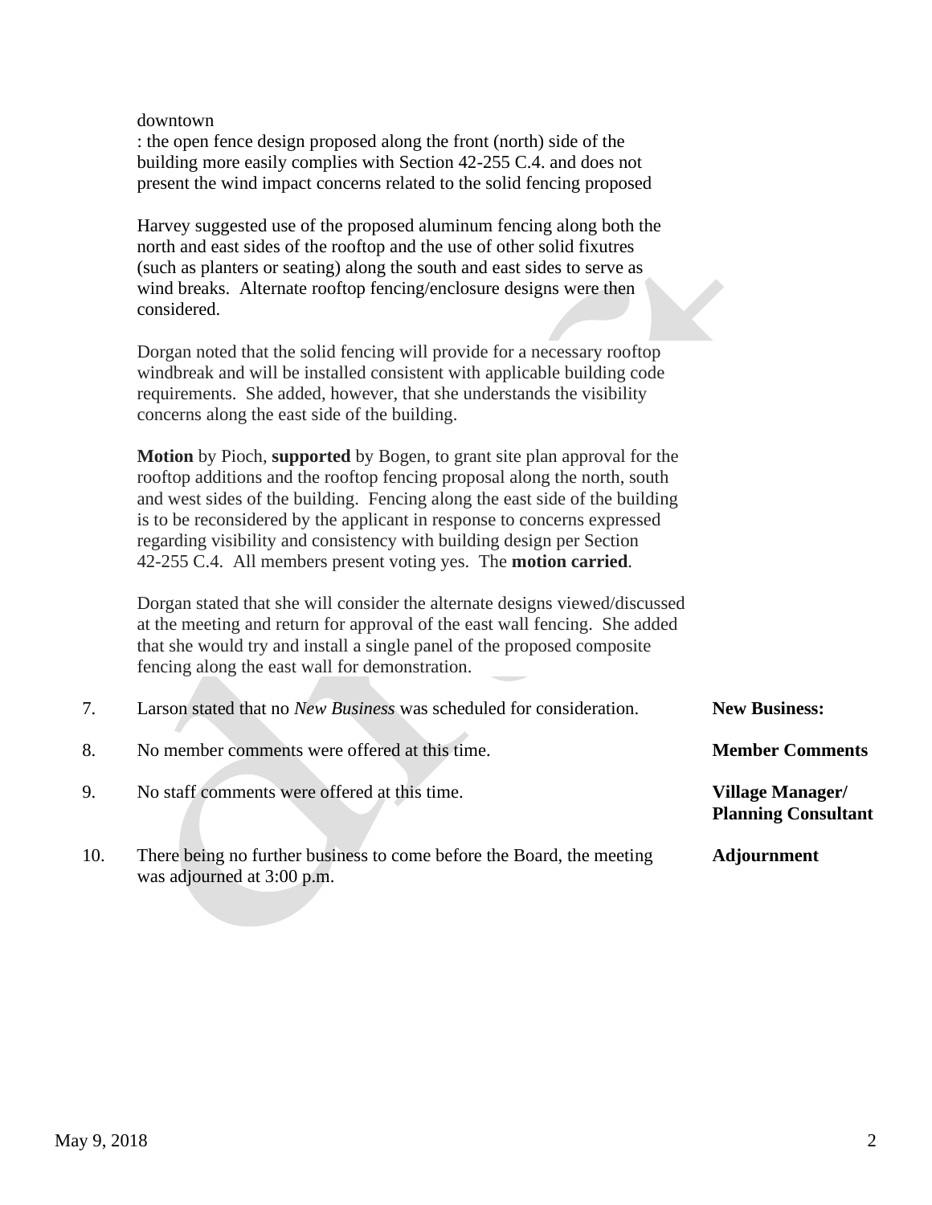downtown
: the open fence design proposed along the front (north) side of the building more easily complies with Section 42-255 C.4. and does not present the wind impact concerns related to the solid fencing proposed

Harvey suggested use of the proposed aluminum fencing along both the north and east sides of the rooftop and the use of other solid fixutres (such as planters or seating) along the south and east sides to serve as wind breaks. Alternate rooftop fencing/enclosure designs were then considered.

Dorgan noted that the solid fencing will provide for a necessary rooftop windbreak and will be installed consistent with applicable building code requirements. She added, however, that she understands the visibility concerns along the east side of the building.

**Motion** by Pioch, **supported** by Bogen, to grant site plan approval for the rooftop additions and the rooftop fencing proposal along the north, south and west sides of the building. Fencing along the east side of the building is to be reconsidered by the applicant in response to concerns expressed regarding visibility and consistency with building design per Section 42-255 C.4. All members present voting yes. The **motion carried**.

Dorgan stated that she will consider the alternate designs viewed/discussed at the meeting and return for approval of the east wall fencing. She added that she would try and install a single panel of the proposed composite fencing along the east wall for demonstration.

7. Larson stated that no *New Business* was scheduled for consideration. **New Business:**

8. No member comments were offered at this time. **Member Comments**

9. No staff comments were offered at this time. **Village Manager/ Planning Consultant**

10. There being no further business to come before the Board, the meeting was adjourned at 3:00 p.m. **Adjournment**